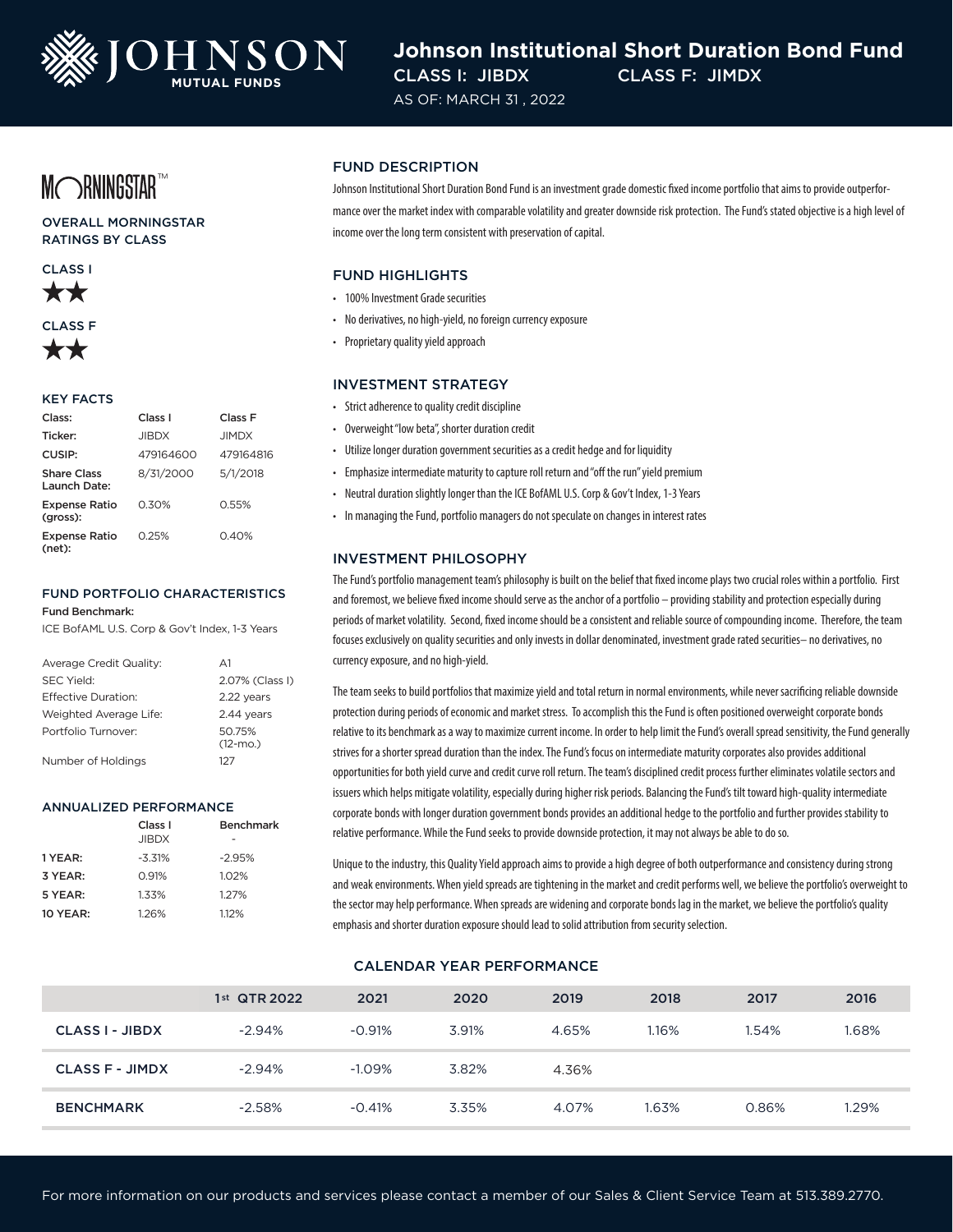# Johnson Institutional Short Duration Bond Fund

CLASS I: JIBDX CLASS F: JIMDX

AS OF: MARCH 31 , 2022

MORNINGSTAR™

## OVERALL MORNINGSTAR RATINGS BY CLASS

CLASS I

★★

CLASS F

★★

## KEY FACTS

| Class: | Class I | Class F |
|---|---|---|
| Ticker: | JIBDX | JIMDX |
| CUSIP: | 479164600 | 479164816 |
| Share Class Launch Date: | 8/31/2000 | 5/1/2018 |
| Expense Ratio (gross): | 0.30% | 0.55% |
| Expense Ratio (net): | 0.25% | 0.40% |

## FUND PORTFOLIO CHARACTERISTICS

**Fund Benchmark:**

ICE BofAML U.S. Corp & Gov't Index, 1-3 Years

| | |
|---|---|
| Average Credit Quality: | A1 |
| SEC Yield: | 2.07% (Class I) |
| Effective Duration: | 2.22 years |
| Weighted Average Life: | 2.44 years |
| Portfolio Turnover: | 50.75% (12-mo.) |
| Number of Holdings | 127 |

## ANNUALIZED PERFORMANCE

| | Class I JIBDX | Benchmark - |
|---|---|---|
| 1 YEAR: | -3.31% | -2.95% |
| 3 YEAR: | 0.91% | 1.02% |
| 5 YEAR: | 1.33% | 1.27% |
| 10 YEAR: | 1.26% | 1.12% |

## FUND DESCRIPTION

Johnson Institutional Short Duration Bond Fund is an investment grade domestic fixed income portfolio that aims to provide outperformance over the market index with comparable volatility and greater downside risk protection. The Fund's stated objective is a high level of income over the long term consistent with preservation of capital.

## FUND HIGHLIGHTS

- 100% Investment Grade securities
- No derivatives, no high-yield, no foreign currency exposure
- Proprietary quality yield approach

## INVESTMENT STRATEGY

- Strict adherence to quality credit discipline
- Overweight "low beta", shorter duration credit
- Utilize longer duration government securities as a credit hedge and for liquidity
- Emphasize intermediate maturity to capture roll return and "off the run" yield premium
- Neutral duration slightly longer than the ICE BofAML U.S. Corp & Gov't Index, 1-3 Years
- In managing the Fund, portfolio managers do not speculate on changes in interest rates

## INVESTMENT PHILOSOPHY

The Fund's portfolio management team's philosophy is built on the belief that fixed income plays two crucial roles within a portfolio. First and foremost, we believe fixed income should serve as the anchor of a portfolio – providing stability and protection especially during periods of market volatility. Second, fixed income should be a consistent and reliable source of compounding income. Therefore, the team focuses exclusively on quality securities and only invests in dollar denominated, investment grade rated securities– no derivatives, no currency exposure, and no high-yield.

The team seeks to build portfolios that maximize yield and total return in normal environments, while never sacrificing reliable downside protection during periods of economic and market stress. To accomplish this the Fund is often positioned overweight corporate bonds relative to its benchmark as a way to maximize current income. In order to help limit the Fund's overall spread sensitivity, the Fund generally strives for a shorter spread duration than the index. The Fund's focus on intermediate maturity corporates also provides additional opportunities for both yield curve and credit curve roll return. The team's disciplined credit process further eliminates volatile sectors and issuers which helps mitigate volatility, especially during higher risk periods. Balancing the Fund's tilt toward high-quality intermediate corporate bonds with longer duration government bonds provides an additional hedge to the portfolio and further provides stability to relative performance. While the Fund seeks to provide downside protection, it may not always be able to do so.

Unique to the industry, this Quality Yield approach aims to provide a high degree of both outperformance and consistency during strong and weak environments. When yield spreads are tightening in the market and credit performs well, we believe the portfolio's overweight to the sector may help performance. When spreads are widening and corporate bonds lag in the market, we believe the portfolio's quality emphasis and shorter duration exposure should lead to solid attribution from security selection.

## CALENDAR YEAR PERFORMANCE

| | 1st QTR 2022 | 2021 | 2020 | 2019 | 2018 | 2017 | 2016 |
|---|---|---|---|---|---|---|---|
| CLASS I - JIBDX | -2.94% | -0.91% | 3.91% | 4.65% | 1.16% | 1.54% | 1.68% |
| CLASS F - JIMDX | -2.94% | -1.09% | 3.82% | 4.36% | | | |
| BENCHMARK | -2.58% | -0.41% | 3.35% | 4.07% | 1.63% | 0.86% | 1.29% |

For more information on our products and services please contact a member of our Sales & Client Service Team at 513.389.2770.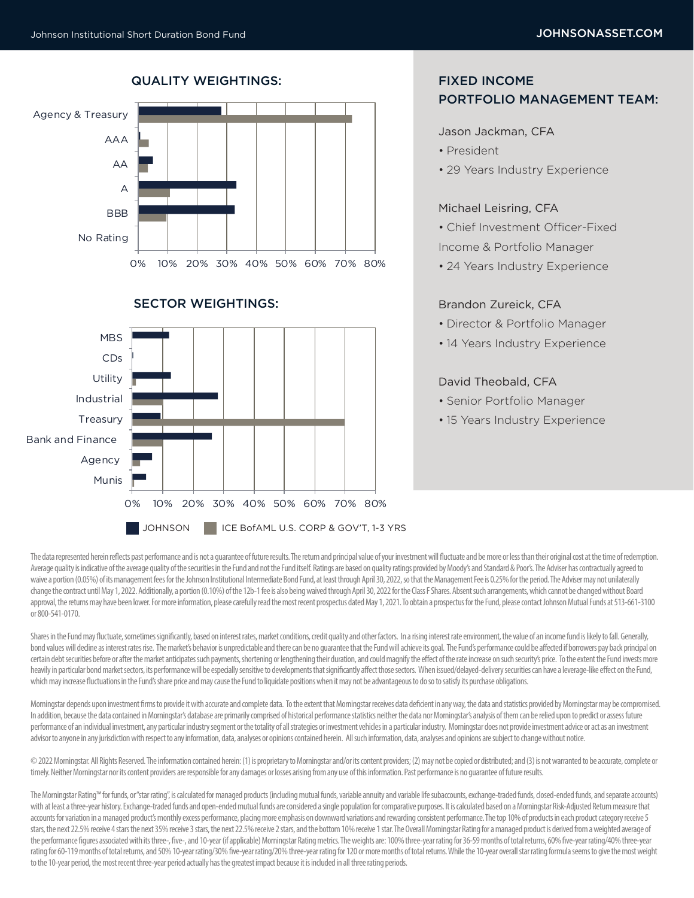## QUALITY WEIGHTINGS:

Agency & Treasury
AAA
AA
A
BBB
No Rating

0% 10% 20% 30% 40% 50% 60% 70% 80%

## SECTOR WEIGHTINGS:

MBS
CDs
Utility
Industrial
Treasury
Bank and Finance
Agency
Munis

0% 10% 20% 30% 40% 50% 60% 70% 80%

JOHNSON    ICE BofAML U.S. CORP & GOV'T, 1-3 YRS

## FIXED INCOME PORTFOLIO MANAGEMENT TEAM:

Jason Jackman, CFA

- President
- 29 Years Industry Experience

Michael Leisring, CFA

- Chief Investment Officer-Fixed Income & Portfolio Manager
- 24 Years Industry Experience

Brandon Zureick, CFA

- Director & Portfolio Manager
- 14 Years Industry Experience

David Theobald, CFA

- Senior Portfolio Manager
- 15 Years Industry Experience

The data represented herein reflects past performance and is not a guarantee of future results. The return and principal value of your investment will fluctuate and be more or less than their original cost at the time of redemption. Average quality is indicative of the average quality of the securities in the Fund and not the Fund itself. Ratings are based on quality ratings provided by Moody's and Standard & Poor's. The Adviser has contractually agreed to waive a portion (0.05%) of its management fees for the Johnson Institutional Intermediate Bond Fund, at least through April 30, 2022, so that the Management Fee is 0.25% for the period. The Adviser may not unilaterally change the contract until May 1, 2022. Additionally, a portion (0.10%) of the 12b-1 fee is also being waived through April 30, 2022 for the Class F Shares. Absent such arrangements, which cannot be changed without Board approval, the returns may have been lower. For more information, please carefully read the most recent prospectus dated May 1, 2021. To obtain a prospectus for the Fund, please contact Johnson Mutual Funds at 513-661-3100 or 800-541-0170.

Shares in the Fund may fluctuate, sometimes significantly, based on interest rates, market conditions, credit quality and other factors. In a rising interest rate environment, the value of an income fund is likely to fall. Generally, bond values will decline as interest rates rise. The market's behavior is unpredictable and there can be no guarantee that the Fund will achieve its goal. The Fund's performance could be affected if borrowers pay back principal on certain debt securities before or after the market anticipates such payments, shortening or lengthening their duration, and could magnify the effect of the rate increase on such security's price. To the extent the Fund invests more heavily in particular bond market sectors, its performance will be especially sensitive to developments that significantly affect those sectors. When issued/delayed-delivery securities can have a leverage-like effect on the Fund, which may increase fluctuations in the Fund's share price and may cause the Fund to liquidate positions when it may not be advantageous to do so to satisfy its purchase obligations.

Morningstar depends upon investment firms to provide it with accurate and complete data. To the extent that Morningstar receives data deficient in any way, the data and statistics provided by Morningstar may be compromised. In addition, because the data contained in Morningstar's database are primarily comprised of historical performance statistics neither the data nor Morningstar's analysis of them can be relied upon to predict or assess future performance of an individual investment, any particular industry segment or the totality of all strategies or investment vehicles in a particular industry. Morningstar does not provide investment advice or act as an investment advisor to anyone in any jurisdiction with respect to any information, data, analyses or opinions contained herein. All such information, data, analyses and opinions are subject to change without notice.

© 2022 Morningstar. All Rights Reserved. The information contained herein: (1) is proprietary to Morningstar and/or its content providers; (2) may not be copied or distributed; and (3) is not warranted to be accurate, complete or timely. Neither Morningstar nor its content providers are responsible for any damages or losses arising from any use of this information. Past performance is no guarantee of future results.

The Morningstar Rating™ for funds, or "star rating", is calculated for managed products (including mutual funds, variable annuity and variable life subaccounts, exchange-traded funds, closed-ended funds, and separate accounts) with at least a three-year history. Exchange-traded funds and open-ended mutual funds are considered a single population for comparative purposes. It is calculated based on a Morningstar Risk-Adjusted Return measure that accounts for variation in a managed product's monthly excess performance, placing more emphasis on downward variations and rewarding consistent performance. The top 10% of products in each product category receive 5 stars, the next 22.5% receive 4 stars the next 35% receive 3 stars, the next 22.5% receive 2 stars, and the bottom 10% receive 1 star. The Overall Morningstar Rating for a managed product is derived from a weighted average of the performance figures associated with its three-, five-, and 10-year (if applicable) Morningstar Rating metrics. The weights are: 100% three-year rating for 36-59 months of total returns, 60% five-year rating/40% three-year rating for 60-119 months of total returns, and 50% 10-year rating/30% five-year rating/20% three-year rating for 120 or more months of total returns. While the 10-year overall star rating formula seems to give the most weight to the 10-year period, the most recent three-year period actually has the greatest impact because it is included in all three rating periods.